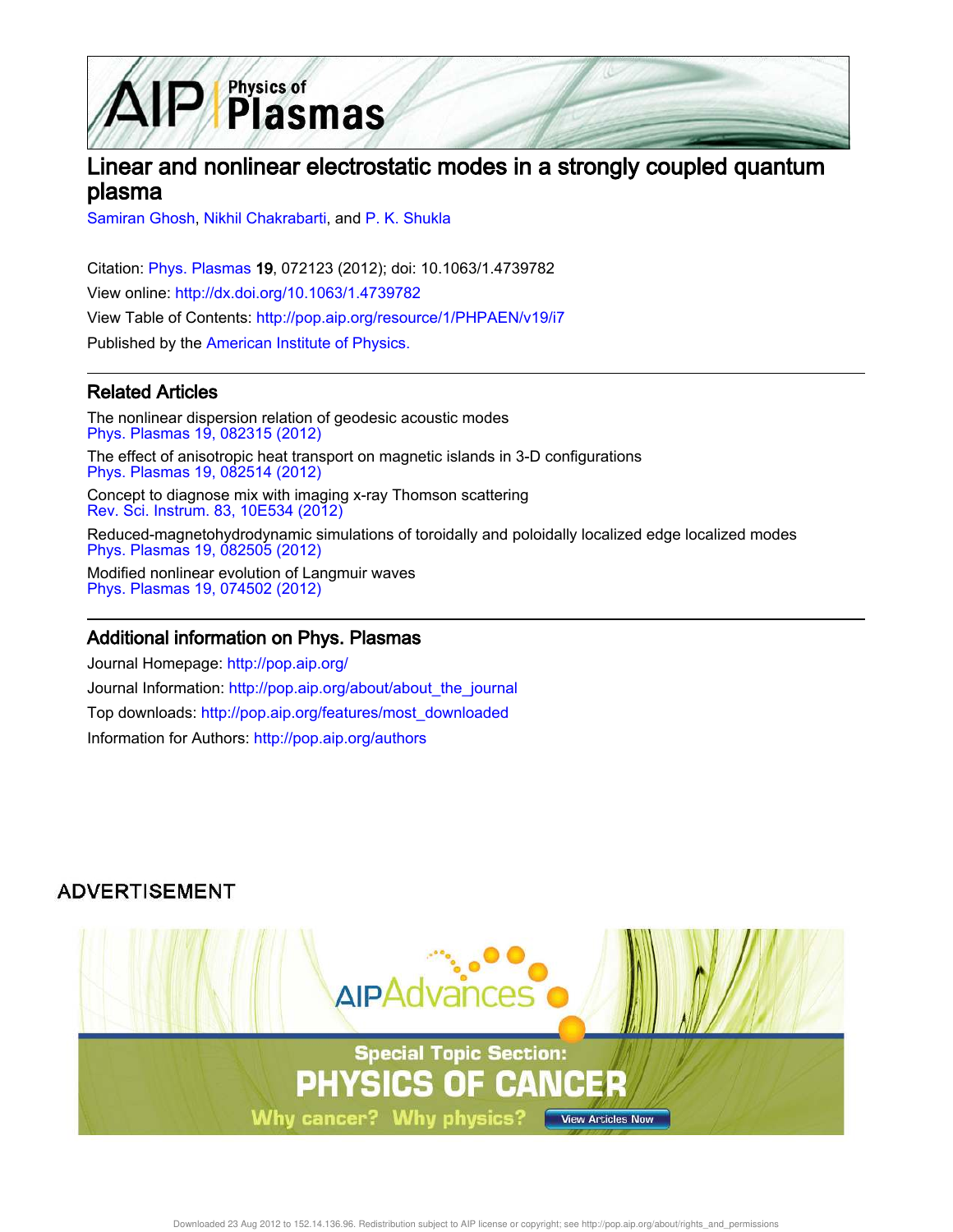# Linear and nonlinear electrostatic modes in a strongly coupled quantum plasma

Samiran Ghosh, Nikhil Chakrabarti, and P. K. Shukla

Citation: Phys. Plasmas **19**, 072123 (2012); doi: 10.1063/1.4739782

View online: http://dx.doi.org/10.1063/1.4739782

View Table of Contents: http://pop.aip.org/resource/1/PHPAEN/v19/i7

Published by the American Institute of Physics.

## Related Articles

The nonlinear dispersion relation of geodesic acoustic modes
Phys. Plasmas 19, 082315 (2012)

The effect of anisotropic heat transport on magnetic islands in 3-D configurations
Phys. Plasmas 19, 082514 (2012)

Concept to diagnose mix with imaging x-ray Thomson scattering
Rev. Sci. Instrum. 83, 10E534 (2012)

Reduced-magnetohydrodynamic simulations of toroidally and poloidally localized edge localized modes
Phys. Plasmas 19, 082505 (2012)

Modified nonlinear evolution of Langmuir waves
Phys. Plasmas 19, 074502 (2012)

## Additional information on Phys. Plasmas

Journal Homepage: http://pop.aip.org/

Journal Information: http://pop.aip.org/about/about_the_journal

Top downloads: http://pop.aip.org/features/most_downloaded

Information for Authors: http://pop.aip.org/authors

ADVERTISEMENT

AIP Advances

Special Topic Section:
PHYSICS OF CANCER

Why cancer? Why physics? View Articles Now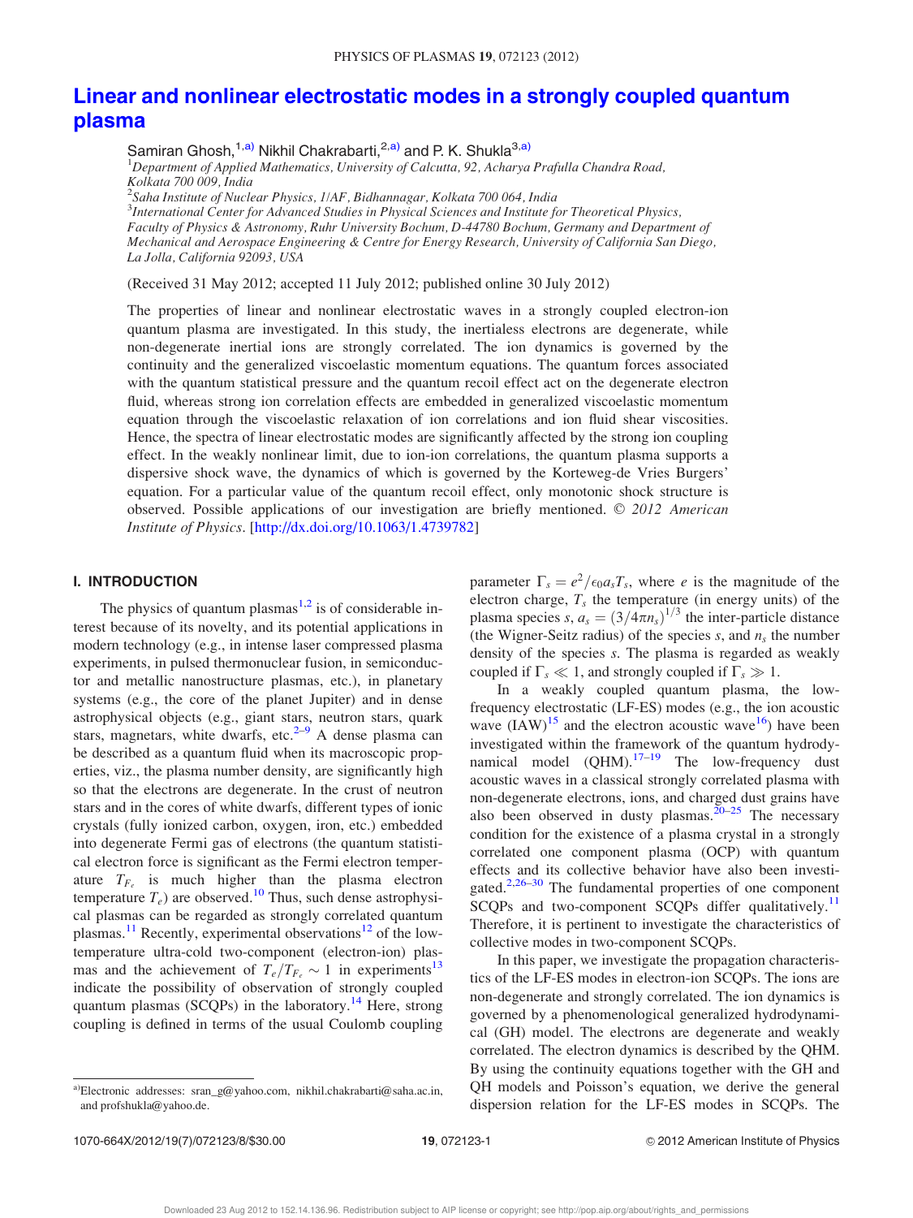# Linear and nonlinear electrostatic modes in a strongly coupled quantum plasma

Samiran Ghosh,[1,a] Nikhil Chakrabarti,[2,a] and P. K. Shukla[3,a]

[1]Department of Applied Mathematics, University of Calcutta, 92, Acharya Prafulla Chandra Road, Kolkata 700 009, India
[2]Saha Institute of Nuclear Physics, 1/AF, Bidhannagar, Kolkata 700 064, India
[3]International Center for Advanced Studies in Physical Sciences and Institute for Theoretical Physics, Faculty of Physics & Astronomy, Ruhr University Bochum, D-44780 Bochum, Germany and Department of Mechanical and Aerospace Engineering & Centre for Energy Research, University of California San Diego, La Jolla, California 92093, USA

(Received 31 May 2012; accepted 11 July 2012; published online 30 July 2012)

The properties of linear and nonlinear electrostatic waves in a strongly coupled electron-ion quantum plasma are investigated. In this study, the inertialess electrons are degenerate, while non-degenerate inertial ions are strongly correlated. The ion dynamics is governed by the continuity and the generalized viscoelastic momentum equations. The quantum forces associated with the quantum statistical pressure and the quantum recoil effect act on the degenerate electron fluid, whereas strong ion correlation effects are embedded in generalized viscoelastic momentum equation through the viscoelastic relaxation of ion correlations and ion fluid shear viscosities. Hence, the spectra of linear electrostatic modes are significantly affected by the strong ion coupling effect. In the weakly nonlinear limit, due to ion-ion correlations, the quantum plasma supports a dispersive shock wave, the dynamics of which is governed by the Korteweg-de Vries Burgers' equation. For a particular value of the quantum recoil effect, only monotonic shock structure is observed. Possible applications of our investigation are briefly mentioned. © *2012 American Institute of Physics*. [http://dx.doi.org/10.1063/1.4739782]

## I. INTRODUCTION

The physics of quantum plasmas[1,2] is of considerable interest because of its novelty, and its potential applications in modern technology (e.g., in intense laser compressed plasma experiments, in pulsed thermonuclear fusion, in semiconductor and metallic nanostructure plasmas, etc.), in planetary systems (e.g., the core of the planet Jupiter) and in dense astrophysical objects (e.g., giant stars, neutron stars, quark stars, magnetars, white dwarfs, etc.[2–9] A dense plasma can be described as a quantum fluid when its macroscopic properties, viz., the plasma number density, are significantly high so that the electrons are degenerate. In the crust of neutron stars and in the cores of white dwarfs, different types of ionic crystals (fully ionized carbon, oxygen, iron, etc.) embedded into degenerate Fermi gas of electrons (the quantum statistical electron force is significant as the Fermi electron temperature $T_{F_e}$ is much higher than the plasma electron temperature $T_e$) are observed.[10] Thus, such dense astrophysical plasmas can be regarded as strongly correlated quantum plasmas.[11] Recently, experimental observations[12] of the low-temperature ultra-cold two-component (electron-ion) plasmas and the achievement of $T_e/T_{F_e} \sim 1$ in experiments[13] indicate the possibility of observation of strongly coupled quantum plasmas (SCQPs) in the laboratory.[14] Here, strong coupling is defined in terms of the usual Coulomb coupling parameter $\Gamma_s = e^2/\epsilon_0 a_s T_s$, where $e$ is the magnitude of the electron charge, $T_s$ the temperature (in energy units) of the plasma species $s$, $a_s = (3/4\pi n_s)^{1/3}$ the inter-particle distance (the Wigner-Seitz radius) of the species $s$, and $n_s$ the number density of the species $s$. The plasma is regarded as weakly coupled if $\Gamma_s \ll 1$, and strongly coupled if $\Gamma_s \gg 1$.

In a weakly coupled quantum plasma, the low-frequency electrostatic (LF-ES) modes (e.g., the ion acoustic wave (IAW)[15] and the electron acoustic wave[16]) have been investigated within the framework of the quantum hydrodynamical model (QHM).[17–19] The low-frequency dust acoustic waves in a classical strongly correlated plasma with non-degenerate electrons, ions, and charged dust grains have also been observed in dusty plasmas.[20–25] The necessary condition for the existence of a plasma crystal in a strongly correlated one component plasma (OCP) with quantum effects and its collective behavior have also been investigated.[2,26–30] The fundamental properties of one component SCQPs and two-component SCQPs differ qualitatively.[11] Therefore, it is pertinent to investigate the characteristics of collective modes in two-component SCQPs.

In this paper, we investigate the propagation characteristics of the LF-ES modes in electron-ion SCQPs. The ions are non-degenerate and strongly correlated. The ion dynamics is governed by a phenomenological generalized hydrodynamical (GH) model. The electrons are degenerate and weakly correlated. The electron dynamics is described by the QHM. By using the continuity equations together with the GH and QH models and Poisson's equation, we derive the general dispersion relation for the LF-ES modes in SCQPs. The

[a]Electronic addresses: sran_g@yahoo.com, nikhil.chakrabarti@saha.ac.in, and profshukla@yahoo.de.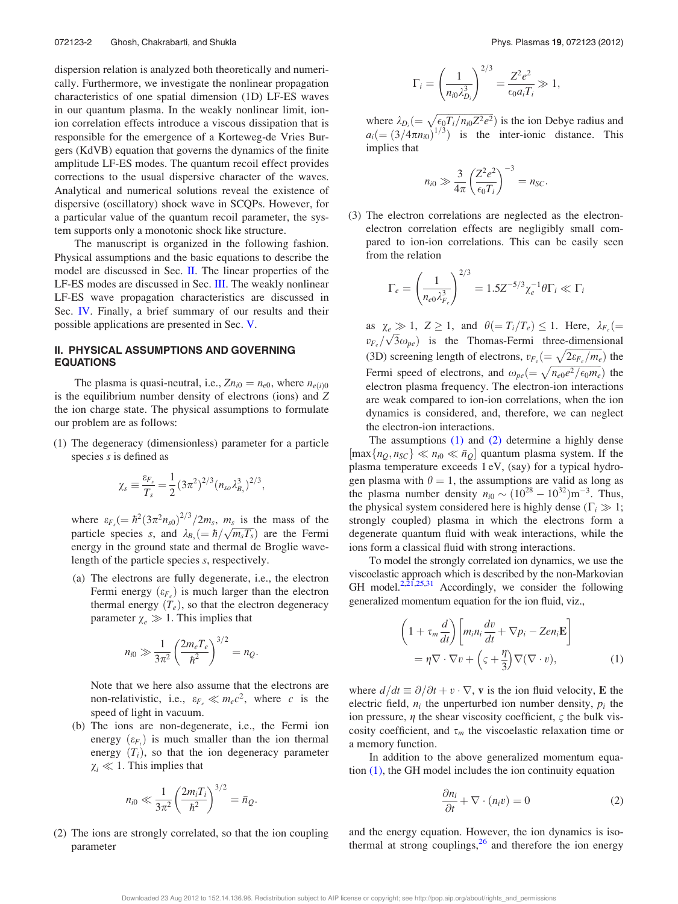dispersion relation is analyzed both theoretically and numerically. Furthermore, we investigate the nonlinear propagation characteristics of one spatial dimension (1D) LF-ES waves in our quantum plasma. In the weakly nonlinear limit, ion-ion correlation effects introduce a viscous dissipation that is responsible for the emergence of a Korteweg-de Vries Burgers (KdVB) equation that governs the dynamics of the finite amplitude LF-ES modes. The quantum recoil effect provides corrections to the usual dispersive character of the waves. Analytical and numerical solutions reveal the existence of dispersive (oscillatory) shock wave in SCQPs. However, for a particular value of the quantum recoil parameter, the system supports only a monotonic shock like structure.

The manuscript is organized in the following fashion. Physical assumptions and the basic equations to describe the model are discussed in Sec. II. The linear properties of the LF-ES modes are discussed in Sec. III. The weakly nonlinear LF-ES wave propagation characteristics are discussed in Sec. IV. Finally, a brief summary of our results and their possible applications are presented in Sec. V.

## II. PHYSICAL ASSUMPTIONS AND GOVERNING EQUATIONS

The plasma is quasi-neutral, i.e., $Zn_{i0} = n_{e0}$, where $n_{e(i)0}$ is the equilibrium number density of electrons (ions) and $Z$ the ion charge state. The physical assumptions to formulate our problem are as follows:

(1) The degeneracy (dimensionless) parameter for a particle species $s$ is defined as

$$\chi_s \equiv \frac{\varepsilon_{F_s}}{T_s} = \frac{1}{2}(3\pi^2)^{2/3}(n_{so}\lambda_{B_s}^3)^{2/3},$$

where $\varepsilon_{F_s}(=\hbar^2(3\pi^2 n_{s0})^{2/3}/2m_s$, $m_s$ is the mass of the particle species $s$, and $\lambda_{B_s}(=\hbar/\sqrt{m_s T_s})$ are the Fermi energy in the ground state and thermal de Broglie wavelength of the particle species $s$, respectively.

(a) The electrons are fully degenerate, i.e., the electron Fermi energy $(\varepsilon_{F_e})$ is much larger than the electron thermal energy $(T_e)$, so that the electron degeneracy parameter $\chi_e \gg 1$. This implies that

$$n_{i0} \gg \frac{1}{3\pi^2}\left(\frac{2m_e T_e}{\hbar^2}\right)^{3/2} = n_Q.$$

Note that we here also assume that the electrons are non-relativistic, i.e., $\varepsilon_{F_e} \ll m_e c^2$, where $c$ is the speed of light in vacuum.

(b) The ions are non-degenerate, i.e., the Fermi ion energy $(\varepsilon_{F_i})$ is much smaller than the ion thermal energy $(T_i)$, so that the ion degeneracy parameter $\chi_i \ll 1$. This implies that

$$n_{i0} \ll \frac{1}{3\pi^2}\left(\frac{2m_i T_i}{\hbar^2}\right)^{3/2} = \bar{n}_Q.$$

(2) The ions are strongly correlated, so that the ion coupling parameter

$$\Gamma_i = \left(\frac{1}{n_{i0}\lambda_{D_i}^3}\right)^{2/3} = \frac{Z^2 e^2}{\epsilon_0 a_i T_i} \gg 1,$$

where $\lambda_{D_i}(=\sqrt{\epsilon_0 T_i/n_{i0}Z^2e^2})$ is the ion Debye radius and $a_i(=(3/4\pi n_{i0})^{1/3})$ is the inter-ionic distance. This implies that

$$n_{i0} \gg \frac{3}{4\pi}\left(\frac{Z^2e^2}{\epsilon_0 T_i}\right)^{-3} = n_{SC}.$$

(3) The electron correlations are neglected as the electron-electron correlation effects are negligibly small compared to ion-ion correlations. This can be easily seen from the relation

$$\Gamma_e = \left(\frac{1}{n_{e0}\lambda_{F_e}^3}\right)^{2/3} = 1.5Z^{-5/3}\chi_e^{-1}\theta\Gamma_i \ll \Gamma_i$$

as $\chi_e \gg 1$, $Z \geq 1$, and $\theta(=T_i/T_e) \leq 1$. Here, $\lambda_{F_e}(=v_{F_e}/\sqrt{3}\omega_{pe})$ is the Thomas-Fermi three-dimensional (3D) screening length of electrons, $v_{F_e}(=\sqrt{2\varepsilon_{F_e}/m_e})$ the Fermi speed of electrons, and $\omega_{pe}(=\sqrt{n_{e0}e^2/\epsilon_0 m_e})$ the electron plasma frequency. The electron-ion interactions are weak compared to ion-ion correlations, when the ion dynamics is considered, and, therefore, we can neglect the electron-ion interactions.

The assumptions (1) and (2) determine a highly dense $[\max\{n_Q, n_{SC}\} \ll n_{i0} \ll \bar{n}_Q]$ quantum plasma system. If the plasma temperature exceeds 1 eV, (say) for a typical hydrogen plasma with $\theta = 1$, the assumptions are valid as long as the plasma number density $n_{i0} \sim (10^{28} - 10^{32})\,\mathrm{m}^{-3}$. Thus, the physical system considered here is highly dense ($\Gamma_i \gg 1$; strongly coupled) plasma in which the electrons form a degenerate quantum fluid with weak interactions, while the ions form a classical fluid with strong interactions.

To model the strongly correlated ion dynamics, we use the viscoelastic approach which is described by the non-Markovian GH model.[2,21,25,31] Accordingly, we consider the following generalized momentum equation for the ion fluid, viz.,

$$\left(1+\tau_m\frac{d}{dt}\right)\left[m_i n_i\frac{dv}{dt}+\nabla p_i - Zen_i\mathbf{E}\right] = \eta\nabla\cdot\nabla v + \left(\varsigma+\frac{\eta}{3}\right)\nabla(\nabla\cdot v), \tag{1}$$

where $d/dt \equiv \partial/\partial t + v\cdot\nabla$, $\mathbf{v}$ is the ion fluid velocity, $\mathbf{E}$ the electric field, $n_i$ the unperturbed ion number density, $p_i$ the ion pressure, $\eta$ the shear viscosity coefficient, $\varsigma$ the bulk viscosity coefficient, and $\tau_m$ the viscoelastic relaxation time or a memory function.

In addition to the above generalized momentum equation (1), the GH model includes the ion continuity equation

$$\frac{\partial n_i}{\partial t} + \nabla\cdot(n_i v) = 0 \tag{2}$$

and the energy equation. However, the ion dynamics is isothermal at strong couplings,[26] and therefore the ion energy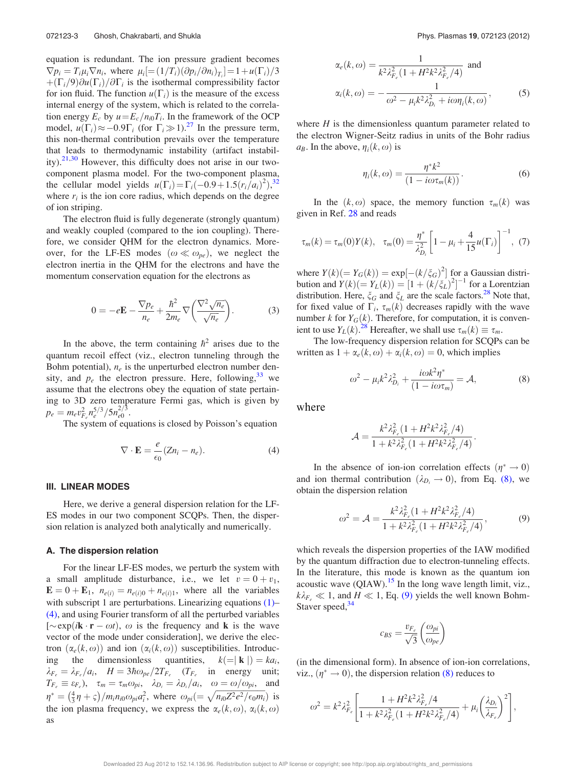equation is redundant. The ion pressure gradient becomes $\nabla p_i = T_i \mu_i \nabla n_i$, where $\mu_i [= (1/T_i)(\partial p_i/\partial n_i)_{T_i}] = 1 + u(\Gamma_i)/3 + (\Gamma_i/9)\partial u(\Gamma_i)/\partial \Gamma_i$ is the isothermal compressibility factor for ion fluid. The function $u(\Gamma_i)$ is the measure of the excess internal energy of the system, which is related to the correlation energy $E_c$ by $u = E_c/n_{i0}T_i$. In the framework of the OCP model, $u(\Gamma_i) \approx -0.9\Gamma_i$ (for $\Gamma_i \gg 1$).[27] In the pressure term, this non-thermal contribution prevails over the temperature that leads to thermodynamic instability (artifact instability).[21,30] However, this difficulty does not arise in our two-component plasma model. For the two-component plasma, the cellular model yields $u(\Gamma_i) = \Gamma_i(-0.9 + 1.5(r_i/a_i)^2)$,[32] where $r_i$ is the ion core radius, which depends on the degree of ion striping.

The electron fluid is fully degenerate (strongly quantum) and weakly coupled (compared to the ion coupling). Therefore, we consider QHM for the electron dynamics. Moreover, for the LF-ES modes ($\omega \ll \omega_{pe}$), we neglect the electron inertia in the QHM for the electrons and have the momentum conservation equation for the electrons as

$$0 = -e\mathbf{E} - \frac{\nabla p_e}{n_e} + \frac{\hbar^2}{2m_e}\nabla\left(\frac{\nabla^2\sqrt{n_e}}{\sqrt{n_e}}\right). \tag{3}$$

In the above, the term containing $\hbar^2$ arises due to the quantum recoil effect (viz., electron tunneling through the Bohm potential), $n_e$ is the unperturbed electron number density, and $p_e$ the electron pressure. Here, following,[33] we assume that the electrons obey the equation of state pertaining to 3D zero temperature Fermi gas, which is given by $p_e = m_e v_{F_e}^2 n_e^{5/3}/5n_{e0}^{2/3}$.

The system of equations is closed by Poisson's equation

$$\nabla \cdot \mathbf{E} = \frac{e}{\epsilon_0}(Zn_i - n_e). \tag{4}$$

## III. LINEAR MODES

Here, we derive a general dispersion relation for the LF-ES modes in our two component SCQPs. Then, the dispersion relation is analyzed both analytically and numerically.

### A. The dispersion relation

For the linear LF-ES modes, we perturb the system with a small amplitude disturbance, i.e., we let $v = 0 + v_1$, $\mathbf{E} = 0 + \mathbf{E}_1$, $n_{e(i)} = n_{e(i)0} + n_{e(i)1}$, where all the variables with subscript 1 are perturbations. Linearizing equations (1)–(4), and using Fourier transform of all the perturbed variables [$\sim \exp(i\mathbf{k}\cdot\mathbf{r} - \omega t)$, $\omega$ is the frequency and $\mathbf{k}$ is the wave vector of the mode under consideration], we derive the electron ($\alpha_e(k,\omega)$) and ion ($\alpha_i(k,\omega)$) susceptibilities. Introducing the dimensionless quantities, $k(=|\mathbf{k}|) = ka_i$, $\lambda_{F_e} = \lambda_{F_e}/a_i$, $H = 3\hbar\omega_{pe}/2T_{F_e}$ ($T_{F_e}$ in energy unit; $T_{F_e} \equiv \varepsilon_{F_e}$), $\tau_m = \tau_m\omega_{pi}$, $\lambda_{D_i} = \lambda_{D_i}/a_i$, $\omega = \omega/\omega_{pi}$, and $\eta^* = \left(\frac{4}{3}\eta + \varsigma\right)/m_i n_{i0}\omega_{pi}a_i^2$, where $\omega_{pi}(= \sqrt{n_{i0}Z^2e^2/\epsilon_0 m_i})$ is the ion plasma frequency, we express the $\alpha_e(k,\omega)$, $\alpha_i(k,\omega)$ as

$$\alpha_e(k,\omega) = \frac{1}{k^2\lambda_{F_e}^2(1 + H^2k^2\lambda_{F_e}^2/4)} \quad \text{and}$$
$$\alpha_i(k,\omega) = -\frac{1}{\omega^2 - \mu_i k^2\lambda_{D_i}^2 + i\omega\eta_i(k,\omega)}, \tag{5}$$

where $H$ is the dimensionless quantum parameter related to the electron Wigner-Seitz radius in units of the Bohr radius $a_B$. In the above, $\eta_i(k,\omega)$ is

$$\eta_i(k,\omega) = \frac{\eta^* k^2}{(1 - i\omega\tau_m(k))}. \tag{6}$$

In the $(k,\omega)$ space, the memory function $\tau_m(k)$ was given in Ref. 28 and reads

$$\tau_m(k) = \tau_m(0)Y(k), \quad \tau_m(0) = \frac{\eta^*}{\lambda_{D_i}^2}\left[1 - \mu_i + \frac{4}{15}u(\Gamma_i)\right]^{-1}, \tag{7}$$

where $Y(k)(= Y_G(k)) = \exp[-(k/\xi_G)^2]$ for a Gaussian distribution and $Y(k)(= Y_L(k)) = [1 + (k/\xi_L)^2]^{-1}$ for a Lorentzian distribution. Here, $\xi_G$ and $\xi_L$ are the scale factors.[28] Note that, for fixed value of $\Gamma_i$, $\tau_m(k)$ decreases rapidly with the wave number $k$ for $Y_G(k)$. Therefore, for computation, it is convenient to use $Y_L(k)$.[28] Hereafter, we shall use $\tau_m(k) \equiv \tau_m$.

The low-frequency dispersion relation for SCQPs can be written as $1 + \alpha_e(k,\omega) + \alpha_i(k,\omega) = 0$, which implies

$$\omega^2 - \mu_i k^2\lambda_{D_i}^2 + \frac{i\omega k^2\eta^*}{(1 - i\omega\tau_m)} = \mathcal{A}, \tag{8}$$

where

$$\mathcal{A} = \frac{k^2\lambda_{F_e}^2(1 + H^2k^2\lambda_{F_e}^2/4)}{1 + k^2\lambda_{F_e}^2(1 + H^2k^2\lambda_{F_e}^2/4)}.$$

In the absence of ion-ion correlation effects ($\eta^* \to 0$) and ion thermal contribution ($\lambda_{D_i} \to 0$), from Eq. (8), we obtain the dispersion relation

$$\omega^2 = \mathcal{A} = \frac{k^2\lambda_{F_e}^2(1 + H^2k^2\lambda_{F_e}^2/4)}{1 + k^2\lambda_{F_e}^2(1 + H^2k^2\lambda_{F_e}^2/4)}, \tag{9}$$

which reveals the dispersion properties of the IAW modified by the quantum diffraction due to electron-tunneling effects. In the literature, this mode is known as the quantum ion acoustic wave (QIAW).[15] In the long wave length limit, viz., $k\lambda_{F_e} \ll 1$, and $H \ll 1$, Eq. (9) yields the well known Bohm-Staver speed,[34]

$$c_{BS} = \frac{v_{F_e}}{\sqrt{3}}\left(\frac{\omega_{pi}}{\omega_{pe}}\right)$$

(in the dimensional form). In absence of ion-ion correlations, viz., ($\eta^* \to 0$), the dispersion relation (8) reduces to

$$\omega^2 = k^2\lambda_{F_e}^2\left[\frac{1 + H^2k^2\lambda_{F_e}^2/4}{1 + k^2\lambda_{F_e}^2(1 + H^2k^2\lambda_{F_e}^2/4)} + \mu_i\left(\frac{\lambda_{D_i}}{\lambda_{F_e}}\right)^2\right],$$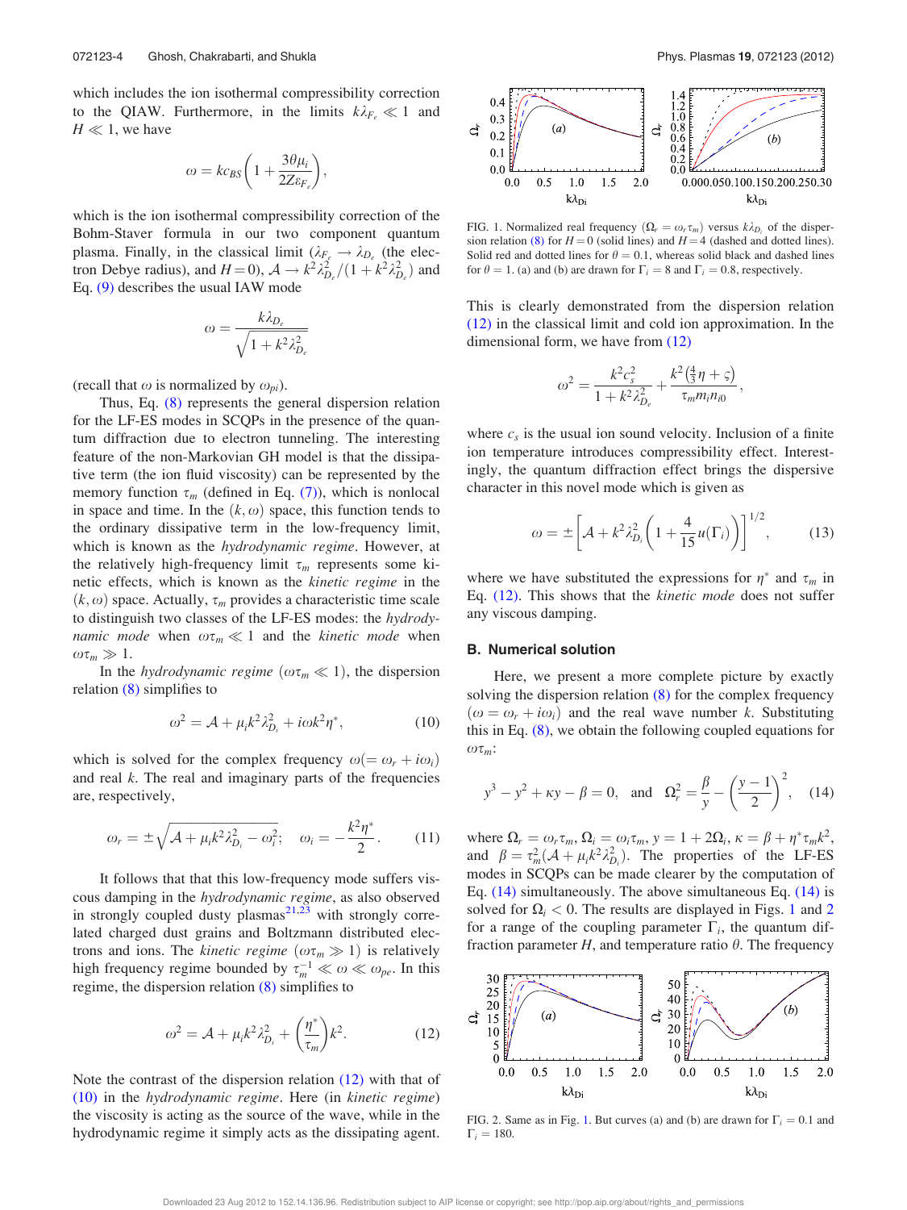which includes the ion isothermal compressibility correction to the QIAW. Furthermore, in the limits $k\lambda_{F_e} \ll 1$ and $H \ll 1$, we have

$$\omega = kc_{BS}\left(1 + \frac{3\theta\mu_i}{2Z\varepsilon_{F_e}}\right),$$

which is the ion isothermal compressibility correction of the Bohm-Staver formula in our two component quantum plasma. Finally, in the classical limit ($\lambda_{F_e} \to \lambda_{D_e}$ (the electron Debye radius), and $H = 0$), $\mathcal{A} \to k^2\lambda_{D_e}^2/(1 + k^2\lambda_{D_e}^2)$ and Eq. (9) describes the usual IAW mode

$$\omega = \frac{k\lambda_{D_e}}{\sqrt{1 + k^2\lambda_{D_e}^2}}$$

(recall that $\omega$ is normalized by $\omega_{pi}$).

Thus, Eq. (8) represents the general dispersion relation for the LF-ES modes in SCQPs in the presence of the quantum diffraction due to electron tunneling. The interesting feature of the non-Markovian GH model is that the dissipative term (the ion fluid viscosity) can be represented by the memory function $\tau_m$ (defined in Eq. (7)), which is nonlocal in space and time. In the $(k, \omega)$ space, this function tends to the ordinary dissipative term in the low-frequency limit, which is known as the *hydrodynamic regime*. However, at the relatively high-frequency limit $\tau_m$ represents some kinetic effects, which is known as the *kinetic regime* in the $(k, \omega)$ space. Actually, $\tau_m$ provides a characteristic time scale to distinguish two classes of the LF-ES modes: the *hydrodynamic mode* when $\omega\tau_m \ll 1$ and the *kinetic mode* when $\omega\tau_m \gg 1$.

In the *hydrodynamic regime* ($\omega\tau_m \ll 1$), the dispersion relation (8) simplifies to

$$\omega^2 = \mathcal{A} + \mu_i k^2\lambda_{D_i}^2 + i\omega k^2\eta^*, \tag{10}$$

which is solved for the complex frequency $\omega(= \omega_r + i\omega_i)$ and real $k$. The real and imaginary parts of the frequencies are, respectively,

$$\omega_r = \pm\sqrt{\mathcal{A} + \mu_i k^2\lambda_{D_i}^2 - \omega_i^2}; \quad \omega_i = -\frac{k^2\eta^*}{2}. \tag{11}$$

It follows that that this low-frequency mode suffers viscous damping in the *hydrodynamic regime*, as also observed in strongly coupled dusty plasmas[21,23] with strongly correlated charged dust grains and Boltzmann distributed electrons and ions. The *kinetic regime* ($\omega\tau_m \gg 1$) is relatively high frequency regime bounded by $\tau_m^{-1} \ll \omega \ll \omega_{pe}$. In this regime, the dispersion relation (8) simplifies to

$$\omega^2 = \mathcal{A} + \mu_i k^2\lambda_{D_i}^2 + \left(\frac{\eta^*}{\tau_m}\right)k^2. \tag{12}$$

Note the contrast of the dispersion relation (12) with that of (10) in the *hydrodynamic regime*. Here (in *kinetic regime*) the viscosity is acting as the source of the wave, while in the hydrodynamic regime it simply acts as the dissipating agent.

FIG. 1. Normalized real frequency ($\Omega_r = \omega_r\tau_m$) versus $k\lambda_{D_i}$ of the dispersion relation (8) for $H = 0$ (solid lines) and $H = 4$ (dashed and dotted lines). Solid red and dotted lines for $\theta = 0.1$, whereas solid black and dashed lines for $\theta = 1$. (a) and (b) are drawn for $\Gamma_i = 8$ and $\Gamma_i = 0.8$, respectively.

This is clearly demonstrated from the dispersion relation (12) in the classical limit and cold ion approximation. In the dimensional form, we have from (12)

$$\omega^2 = \frac{k^2c_s^2}{1 + k^2\lambda_{D_e}^2} + \frac{k^2\left(\frac{4}{3}\eta + \varsigma\right)}{\tau_m m_i n_{i0}},$$

where $c_s$ is the usual ion sound velocity. Inclusion of a finite ion temperature introduces compressibility effect. Interestingly, the quantum diffraction effect brings the dispersive character in this novel mode which is given as

$$\omega = \pm\left[\mathcal{A} + k^2\lambda_{D_i}^2\left(1 + \frac{4}{15}u(\Gamma_i)\right)\right]^{1/2}, \tag{13}$$

where we have substituted the expressions for $\eta^*$ and $\tau_m$ in Eq. (12). This shows that the *kinetic mode* does not suffer any viscous damping.

### B. Numerical solution

Here, we present a more complete picture by exactly solving the dispersion relation (8) for the complex frequency ($\omega = \omega_r + i\omega_i$) and the real wave number $k$. Substituting this in Eq. (8), we obtain the following coupled equations for $\omega\tau_m$:

$$y^3 - y^2 + \kappa y - \beta = 0, \quad \text{and} \quad \Omega_r^2 = \frac{\beta}{y} - \left(\frac{y-1}{2}\right)^2, \tag{14}$$

where $\Omega_r = \omega_r\tau_m$, $\Omega_i = \omega_i\tau_m$, $y = 1 + 2\Omega_i$, $\kappa = \beta + \eta^*\tau_m k^2$, and $\beta = \tau_m^2(\mathcal{A} + \mu_i k^2\lambda_{D_i}^2)$. The properties of the LF-ES modes in SCQPs can be made clearer by the computation of Eq. (14) simultaneously. The above simultaneous Eq. (14) is solved for $\Omega_i < 0$. The results are displayed in Figs. 1 and 2 for a range of the coupling parameter $\Gamma_i$, the quantum diffraction parameter $H$, and temperature ratio $\theta$. The frequency

FIG. 2. Same as in Fig. 1. But curves (a) and (b) are drawn for $\Gamma_i = 0.1$ and $\Gamma_i = 180$.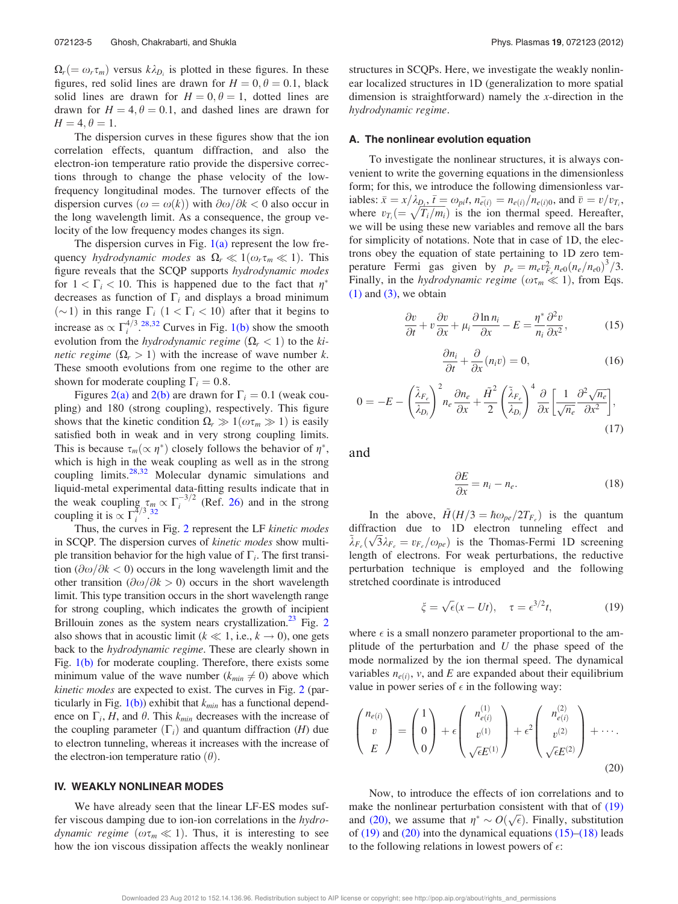$\Omega_r(=\omega_r\tau_m)$ versus $k\lambda_{D_i}$ is plotted in these figures. In these figures, red solid lines are drawn for $H=0, \theta=0.1$, black solid lines are drawn for $H=0, \theta=1$, dotted lines are drawn for $H=4, \theta=0.1$, and dashed lines are drawn for $H=4, \theta=1$.

The dispersion curves in these figures show that the ion correlation effects, quantum diffraction, and also the electron-ion temperature ratio provide the dispersive corrections through to change the phase velocity of the low-frequency longitudinal modes. The turnover effects of the dispersion curves ($\omega=\omega(k)$) with $\partial\omega/\partial k<0$ also occur in the long wavelength limit. As a consequence, the group velocity of the low frequency modes changes its sign.

The dispersion curves in Fig. 1(a) represent the low frequency *hydrodynamic modes* as $\Omega_r \ll 1(\omega_r\tau_m \ll 1)$. This figure reveals that the SCQP supports *hydrodynamic modes* for $1<\Gamma_i<10$. This is happened due to the fact that $\eta^*$ decreases as function of $\Gamma_i$ and displays a broad minimum ($\sim 1$) in this range $\Gamma_i$ ($1<\Gamma_i<10$) after that it begins to increase as $\propto \Gamma_i^{4/3}$.[28,32] Curves in Fig. 1(b) show the smooth evolution from the *hydrodynamic regime* ($\Omega_r<1$) to the *kinetic regime* ($\Omega_r>1$) with the increase of wave number $k$. These smooth evolutions from one regime to the other are shown for moderate coupling $\Gamma_i=0.8$.

Figures 2(a) and 2(b) are drawn for $\Gamma_i=0.1$ (weak coupling) and 180 (strong coupling), respectively. This figure shows that the kinetic condition $\Omega_r \gg 1(\omega\tau_m \gg 1)$ is easily satisfied both in weak and in very strong coupling limits. This is because $\tau_m(\propto \eta^*)$ closely follows the behavior of $\eta^*$, which is high in the weak coupling as well as in the strong coupling limits.[28,32] Molecular dynamic simulations and liquid-metal experimental data-fitting results indicate that in the weak coupling $\tau_m \propto \Gamma_i^{-3/2}$ (Ref. 26) and in the strong coupling it is $\propto \Gamma_i^{4/3}$.[32]

Thus, the curves in Fig. 2 represent the LF *kinetic modes* in SCQP. The dispersion curves of *kinetic modes* show multiple transition behavior for the high value of $\Gamma_i$. The first transition ($\partial\omega/\partial k<0$) occurs in the long wavelength limit and the other transition ($\partial\omega/\partial k>0$) occurs in the short wavelength limit. This type transition occurs in the short wavelength range for strong coupling, which indicates the growth of incipient Brillouin zones as the system nears crystallization.[23] Fig. 2 also shows that in acoustic limit ($k \ll 1$, i.e., $k\to 0$), one gets back to the *hydrodynamic regime*. These are clearly shown in Fig. 1(b) for moderate coupling. Therefore, there exists some minimum value of the wave number ($k_{min}\neq 0$) above which *kinetic modes* are expected to exist. The curves in Fig. 2 (particularly in Fig. 1(b)) exhibit that $k_{min}$ has a functional dependence on $\Gamma_i$, $H$, and $\theta$. This $k_{min}$ decreases with the increase of the coupling parameter ($\Gamma_i$) and quantum diffraction ($H$) due to electron tunneling, whereas it increases with the increase of the electron-ion temperature ratio ($\theta$).

## IV. WEAKLY NONLINEAR MODES

We have already seen that the linear LF-ES modes suffer viscous damping due to ion-ion correlations in the *hydrodynamic regime* ($\omega\tau_m \ll 1$). Thus, it is interesting to see how the ion viscous dissipation affects the weakly nonlinear structures in SCQPs. Here, we investigate the weakly nonlinear localized structures in 1D (generalization to more spatial dimension is straightforward) namely the $x$-direction in the *hydrodynamic regime*.

### A. The nonlinear evolution equation

To investigate the nonlinear structures, it is always convenient to write the governing equations in the dimensionless form; for this, we introduce the following dimensionless variables: $\bar{x}=x/\lambda_{D_i}$, $\bar{t}=\omega_{pi}t$, $\bar{n_{e(i)}}=n_{e(i)}/n_{e(i)0}$, and $\bar{v}=v/v_{T_i}$, where $v_{T_i}(=\sqrt{T_i/m_i})$ is the ion thermal speed. Hereafter, we will be using these new variables and remove all the bars for simplicity of notations. Note that in case of 1D, the electrons obey the equation of state pertaining to 1D zero temperature Fermi gas given by $p_e=m_e v_{F_e}^2 n_{e0}(n_e/n_{e0})^3/3$. Finally, in the *hydrodynamic regime* ($\omega\tau_m \ll 1$), from Eqs. (1) and (3), we obtain

$$\frac{\partial v}{\partial t}+v\frac{\partial v}{\partial x}+\mu_i\frac{\partial \ln n_i}{\partial x}-E=\frac{\eta^*}{n_i}\frac{\partial^2 v}{\partial x^2}, \tag{15}$$

$$\frac{\partial n_i}{\partial t}+\frac{\partial}{\partial x}(n_i v)=0, \tag{16}$$

$$0=-E-\left(\frac{\tilde{\lambda}_{F_e}}{\lambda_{D_i}}\right)^2 n_e\frac{\partial n_e}{\partial x}+\frac{\tilde{H}^2}{2}\left(\frac{\tilde{\lambda}_{F_e}}{\lambda_{D_i}}\right)^4\frac{\partial}{\partial x}\left[\frac{1}{\sqrt{n_e}}\frac{\partial^2\sqrt{n_e}}{\partial x^2}\right], \tag{17}$$

and

$$\frac{\partial E}{\partial x}=n_i-n_e. \tag{18}$$

In the above, $\tilde{H}(H/3=\hbar\omega_{pe}/2T_{F_e})$ is the quantum diffraction due to 1D electron tunneling effect and $\tilde{\lambda}_{F_e}(\sqrt{3}\lambda_{F_e}=v_{F_e}/\omega_{pe})$ is the Thomas-Fermi 1D screening length of electrons. For weak perturbations, the reductive perturbation technique is employed and the following stretched coordinate is introduced

$$\xi=\sqrt{\epsilon}(x-Ut), \quad \tau=\epsilon^{3/2}t, \tag{19}$$

where $\epsilon$ is a small nonzero parameter proportional to the amplitude of the perturbation and $U$ the phase speed of the mode normalized by the ion thermal speed. The dynamical variables $n_{e(i)}$, $v$, and $E$ are expanded about their equilibrium value in power series of $\epsilon$ in the following way:

$$\begin{pmatrix} n_{e(i)} \\ v \\ E \end{pmatrix}=\begin{pmatrix} 1 \\ 0 \\ 0 \end{pmatrix}+\epsilon\begin{pmatrix} n_{e(i)}^{(1)} \\ v^{(1)} \\ \sqrt{\epsilon}E^{(1)} \end{pmatrix}+\epsilon^2\begin{pmatrix} n_{e(i)}^{(2)} \\ v^{(2)} \\ \sqrt{\epsilon}E^{(2)} \end{pmatrix}+\cdots. \tag{20}$$

Now, to introduce the effects of ion correlations and to make the nonlinear perturbation consistent with that of (19) and (20), we assume that $\eta^*\sim O(\sqrt{\epsilon})$. Finally, substitution of (19) and (20) into the dynamical equations (15)–(18) leads to the following relations in lowest powers of $\epsilon$: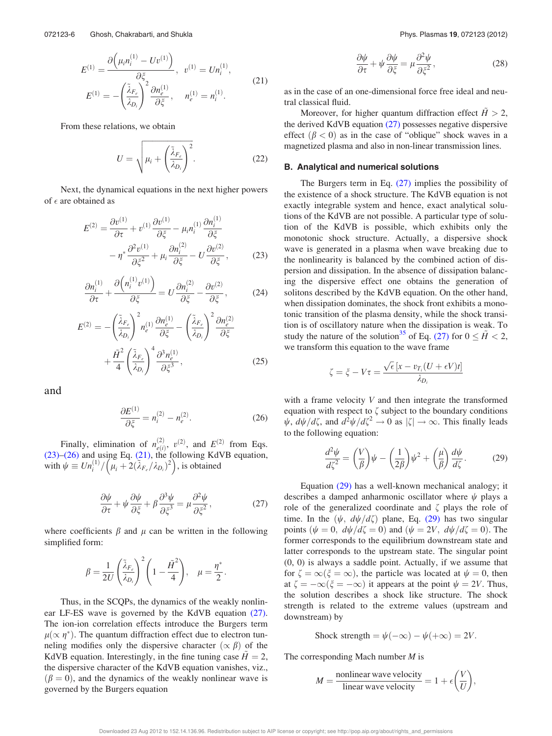$$E^{(1)} = \frac{\partial\left(\mu_i n_i^{(1)} - Uv^{(1)}\right)}{\partial \xi}, \quad v^{(1)} = Un_i^{(1)},$$
$$E^{(1)} = -\left(\frac{\tilde{\lambda}_{F_e}}{\lambda_{D_i}}\right)^2 \frac{\partial n_e^{(1)}}{\partial \xi}, \quad n_e^{(1)} = n_i^{(1)}. \tag{21}$$

From these relations, we obtain

$$U = \sqrt{\mu_i + \left(\frac{\tilde{\lambda}_{F_e}}{\lambda_{D_i}}\right)^2}. \tag{22}$$

Next, the dynamical equations in the next higher powers of $\epsilon$ are obtained as

$$E^{(2)} = \frac{\partial v^{(1)}}{\partial \tau} + v^{(1)}\frac{\partial v^{(1)}}{\partial \xi} - \mu_i n_i^{(1)}\frac{\partial n_i^{(1)}}{\partial \xi} - \eta^* \frac{\partial^2 v^{(1)}}{\partial \xi^2} + \mu_i \frac{\partial n_i^{(2)}}{\partial \xi} - U\frac{\partial v^{(2)}}{\partial \xi}, \tag{23}$$

$$\frac{\partial n_i^{(1)}}{\partial \tau} + \frac{\partial\left(n_i^{(1)} v^{(1)}\right)}{\partial \xi} = U\frac{\partial n_i^{(2)}}{\partial \xi} - \frac{\partial v^{(2)}}{\partial \xi}, \tag{24}$$

$$E^{(2)} = -\left(\frac{\tilde{\lambda}_{F_e}}{\lambda_{D_i}}\right)^2 n_e^{(1)}\frac{\partial n_e^{(1)}}{\partial \xi} - \left(\frac{\tilde{\lambda}_{F_e}}{\lambda_{D_i}}\right)^2 \frac{\partial n_e^{(2)}}{\partial \xi} + \frac{\tilde{H}^2}{4}\left(\frac{\tilde{\lambda}_{F_e}}{\lambda_{D_i}}\right)^4 \frac{\partial^3 n_e^{(1)}}{\partial \xi^3}, \tag{25}$$

and

$$\frac{\partial E^{(1)}}{\partial \xi} = n_i^{(2)} - n_e^{(2)}. \tag{26}$$

Finally, elimination of $n_{e(i)}^{(2)}$, $v^{(2)}$, and $E^{(2)}$ from Eqs. (23)–(26) and using Eq. (21), the following KdVB equation, with $\psi \equiv Un_i^{(1)}/\left(\mu_i + 2(\tilde{\lambda}_{F_e}/\lambda_{D_i})^2\right)$, is obtained

$$\frac{\partial \psi}{\partial \tau} + \psi\frac{\partial \psi}{\partial \xi} + \beta\frac{\partial^3 \psi}{\partial \xi^3} = \mu\frac{\partial^2 \psi}{\partial \xi^2}, \tag{27}$$

where coefficients $\beta$ and $\mu$ can be written in the following simplified form:

$$\beta = \frac{1}{2U}\left(\frac{\tilde{\lambda}_{F_e}}{\lambda_{D_i}}\right)^2\left(1 - \frac{\tilde{H}^2}{4}\right), \quad \mu = \frac{\eta^*}{2}.$$

Thus, in the SCQPs, the dynamics of the weakly nonlinear LF-ES wave is governed by the KdVB equation (27). The ion-ion correlation effects introduce the Burgers term $\mu(\propto \eta^*)$. The quantum diffraction effect due to electron tunneling modifies only the dispersive character $(\propto \beta)$ of the KdVB equation. Interestingly, in the fine tuning case $\tilde{H} = 2$, the dispersive character of the KdVB equation vanishes, viz., $(\beta = 0)$, and the dynamics of the weakly nonlinear wave is governed by the Burgers equation

$$\frac{\partial \psi}{\partial \tau} + \psi\frac{\partial \psi}{\partial \xi} = \mu\frac{\partial^2 \psi}{\partial \xi^2}, \tag{28}$$

as in the case of an one-dimensional force free ideal and neutral classical fluid.

Moreover, for higher quantum diffraction effect $\tilde{H} > 2$, the derived KdVB equation (27) possesses negative dispersive effect $(\beta < 0)$ as in the case of "oblique" shock waves in a magnetized plasma and also in non-linear transmission lines.

### B. Analytical and numerical solutions

The Burgers term in Eq. (27) implies the possibility of the existence of a shock structure. The KdVB equation is not exactly integrable system and hence, exact analytical solutions of the KdVB are not possible. A particular type of solution of the KdVB is possible, which exhibits only the monotonic shock structure. Actually, a dispersive shock wave is generated in a plasma when wave breaking due to the nonlinearity is balanced by the combined action of dispersion and dissipation. In the absence of dissipation balancing the dispersive effect one obtains the generation of solitons described by the KdVB equation. On the other hand, when dissipation dominates, the shock front exhibits a monotonic transition of the plasma density, while the shock transition is of oscillatory nature when the dissipation is weak. To study the nature of the solution[35] of Eq. (27) for $0 \le \tilde{H} < 2$, we transform this equation to the wave frame

$$\zeta = \xi - V\tau = \frac{\sqrt{\epsilon}\,[x - v_{T_i}(U + \epsilon V)t]}{\lambda_{D_i}}$$

with a frame velocity $V$ and then integrate the transformed equation with respect to $\zeta$ subject to the boundary conditions $\psi$, $d\psi/d\zeta$, and $d^2\psi/d\zeta^2 \to 0$ as $|\zeta| \to \infty$. This finally leads to the following equation:

$$\frac{d^2\psi}{d\zeta^2} = \left(\frac{V}{\beta}\right)\psi - \left(\frac{1}{2\beta}\right)\psi^2 + \left(\frac{\mu}{\beta}\right)\frac{d\psi}{d\zeta}. \tag{29}$$

Equation (29) has a well-known mechanical analogy; it describes a damped anharmonic oscillator where $\psi$ plays a role of the generalized coordinate and $\zeta$ plays the role of time. In the $(\psi,\ d\psi/d\zeta)$ plane, Eq. (29) has two singular points $(\psi = 0,\ d\psi/d\zeta = 0)$ and $(\psi = 2V,\ d\psi/d\zeta = 0)$. The former corresponds to the equilibrium downstream state and latter corresponds to the upstream state. The singular point $(0, 0)$ is always a saddle point. Actually, if we assume that for $\zeta = \infty(\xi = \infty)$, the particle was located at $\psi = 0$, then at $\zeta = -\infty(\xi = -\infty)$ it appears at the point $\psi = 2V$. Thus, the solution describes a shock like structure. The shock strength is related to the extreme values (upstream and downstream) by

$$\text{Shock strength} = \psi(-\infty) - \psi(+\infty) = 2V.$$

The corresponding Mach number $M$ is

$$M = \frac{\text{nonlinear wave velocity}}{\text{linear wave velocity}} = 1 + \epsilon\left(\frac{V}{U}\right),$$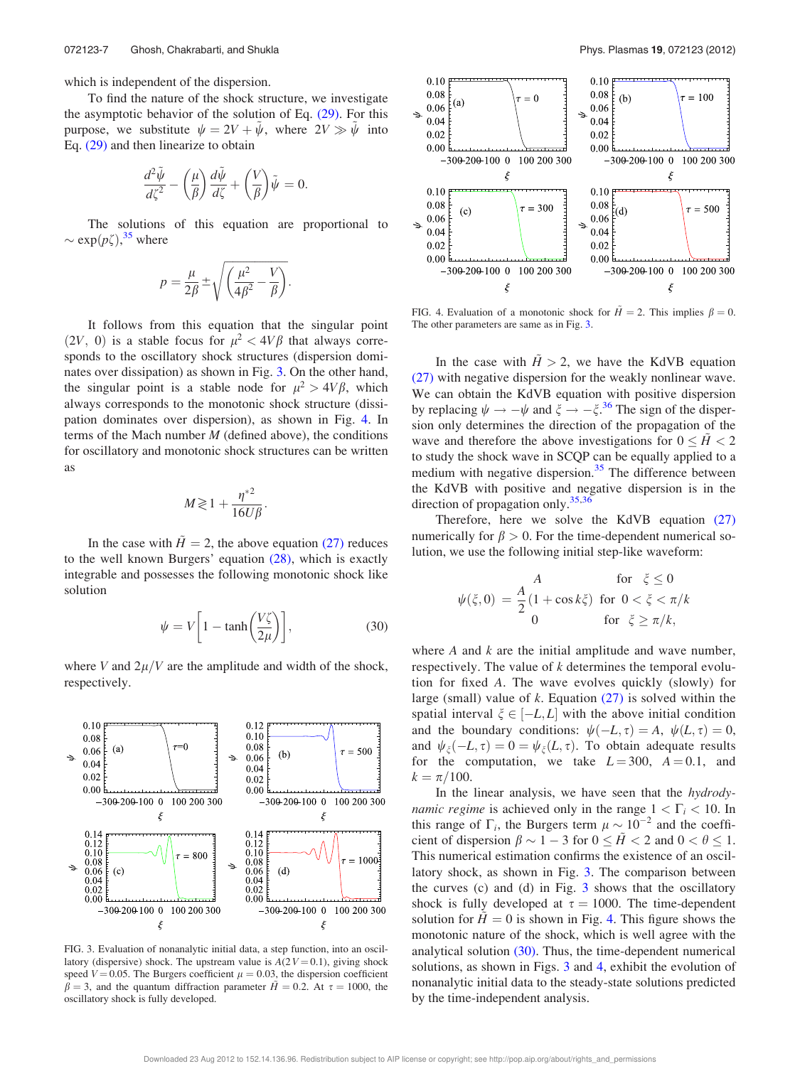which is independent of the dispersion.

To find the nature of the shock structure, we investigate the asymptotic behavior of the solution of Eq. (29). For this purpose, we substitute $\psi = 2V + \tilde{\psi}$, where $2V \gg \tilde{\psi}$ into Eq. (29) and then linearize to obtain

$$\frac{d^2\tilde{\psi}}{d\zeta^2} - \left(\frac{\mu}{\beta}\right)\frac{d\tilde{\psi}}{d\zeta} + \left(\frac{V}{\beta}\right)\tilde{\psi} = 0.$$

The solutions of this equation are proportional to $\sim \exp(p\zeta)$,[35] where

$$p = \frac{\mu}{2\beta} \pm \sqrt{\left(\frac{\mu^2}{4\beta^2} - \frac{V}{\beta}\right)}.$$

It follows from this equation that the singular point $(2V,\ 0)$ is a stable focus for $\mu^2 < 4V\beta$ that always corresponds to the oscillatory shock structures (dispersion dominates over dissipation) as shown in Fig. 3. On the other hand, the singular point is a stable node for $\mu^2 > 4V\beta$, which always corresponds to the monotonic shock structure (dissipation dominates over dispersion), as shown in Fig. 4. In terms of the Mach number $M$ (defined above), the conditions for oscillatory and monotonic shock structures can be written as

$$M \gtrless 1 + \frac{\eta^{*2}}{16U\beta}.$$

In the case with $\tilde{H} = 2$, the above equation (27) reduces to the well known Burgers' equation (28), which is exactly integrable and possesses the following monotonic shock like solution

$$\psi = V\left[1 - \tanh\left(\frac{V\zeta}{2\mu}\right)\right], \tag{30}$$

where $V$ and $2\mu/V$ are the amplitude and width of the shock, respectively.

FIG. 3. Evaluation of nonanalytic initial data, a step function, into an oscillatory (dispersive) shock. The upstream value is $A(2V = 0.1)$, giving shock speed $V = 0.05$. The Burgers coefficient $\mu = 0.03$, the dispersion coefficient $\beta = 3$, and the quantum diffraction parameter $\tilde{H} = 0.2$. At $\tau = 1000$, the oscillatory shock is fully developed.

FIG. 4. Evaluation of a monotonic shock for $\tilde{H} = 2$. This implies $\beta = 0$. The other parameters are same as in Fig. 3.

In the case with $\tilde{H} > 2$, we have the KdVB equation (27) with negative dispersion for the weakly nonlinear wave. We can obtain the KdVB equation with positive dispersion by replacing $\psi \to -\psi$ and $\xi \to -\xi$.[36] The sign of the dispersion only determines the direction of the propagation of the wave and therefore the above investigations for $0 \le \tilde{H} < 2$ to study the shock wave in SCQP can be equally applied to a medium with negative dispersion.[35] The difference between the KdVB with positive and negative dispersion is in the direction of propagation only.[35,36]

Therefore, here we solve the KdVB equation (27) numerically for $\beta > 0$. For the time-dependent numerical solution, we use the following initial step-like waveform:

$$\psi(\xi, 0) = \begin{cases} A & \text{for } \ \xi \le 0 \\ \dfrac{A}{2}(1 + \cos k\xi) & \text{for } \ 0 < \xi < \pi/k \\ 0 & \text{for } \ \xi \ge \pi/k, \end{cases}$$

where $A$ and $k$ are the initial amplitude and wave number, respectively. The value of $k$ determines the temporal evolution for fixed $A$. The wave evolves quickly (slowly) for large (small) value of $k$. Equation (27) is solved within the spatial interval $\xi \in [-L, L]$ with the above initial condition and the boundary conditions: $\psi(-L, \tau) = A$, $\psi(L, \tau) = 0$, and $\psi_\xi(-L, \tau) = 0 = \psi_\xi(L, \tau)$. To obtain adequate results for the computation, we take $L = 300$, $A = 0.1$, and $k = \pi/100$.

In the linear analysis, we have seen that the *hydrodynamic regime* is achieved only in the range $1 < \Gamma_i < 10$. In this range of $\Gamma_i$, the Burgers term $\mu \sim 10^{-2}$ and the coefficient of dispersion $\beta \sim 1 - 3$ for $0 \le \tilde{H} < 2$ and $0 < \theta \le 1$. This numerical estimation confirms the existence of an oscillatory shock, as shown in Fig. 3. The comparison between the curves (c) and (d) in Fig. 3 shows that the oscillatory shock is fully developed at $\tau = 1000$. The time-dependent solution for $\tilde{H} = 0$ is shown in Fig. 4. This figure shows the monotonic nature of the shock, which is well agree with the analytical solution (30). Thus, the time-dependent numerical solutions, as shown in Figs. 3 and 4, exhibit the evolution of nonanalytic initial data to the steady-state solutions predicted by the time-independent analysis.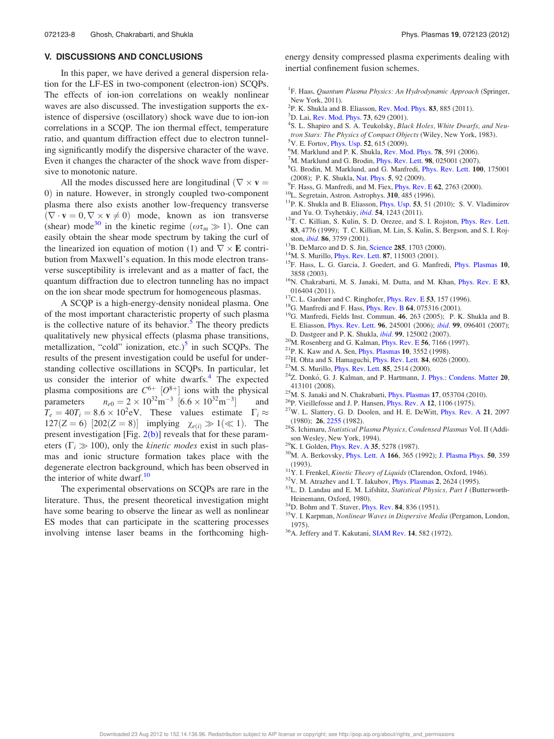## V. DISCUSSIONS AND CONCLUSIONS

In this paper, we have derived a general dispersion relation for the LF-ES in two-component (electron-ion) SCQPs. The effects of ion-ion correlations on weakly nonlinear waves are also discussed. The investigation supports the existence of dispersive (oscillatory) shock wave due to ion-ion correlations in a SCQP. The ion thermal effect, temperature ratio, and quantum diffraction effect due to electron tunneling significantly modify the dispersive character of the wave. Even it changes the character of the shock wave from dispersive to monotonic nature.

All the modes discussed here are longitudinal ($\nabla \times \mathbf{v} = 0$) in nature. However, in strongly coupled two-component plasma there also exists another low-frequency transverse ($\nabla \cdot \mathbf{v} = 0, \nabla \times \mathbf{v} \neq 0$) mode, known as ion transverse (shear) mode[30] in the kinetic regime ($\omega\tau_m \gg 1$). One can easily obtain the shear mode spectrum by taking the curl of the linearized ion equation of motion (1) and $\nabla \times \mathbf{E}$ contribution from Maxwell's equation. In this mode electron transverse susceptibility is irrelevant and as a matter of fact, the quantum diffraction due to electron tunneling has no impact on the ion shear mode spectrum for homogeneous plasmas.

A SCQP is a high-energy-density nonideal plasma. One of the most important characteristic property of such plasma is the collective nature of its behavior.[5] The theory predicts qualitatively new physical effects (plasma phase transitions, metallization, "cold" ionization, etc.)[5] in such SCQPs. The results of the present investigation could be useful for understanding collective oscillations in SCQPs. In particular, let us consider the interior of white dwarfs.[4] The expected plasma compositions are $C^{6+}$ $[O^{8+}]$ ions with the physical parameters $n_{e0} = 2 \times 10^{32}\text{m}^{-3}$ $[6.6 \times 10^{32}\text{m}^{-3}]$ and $T_e = 40T_i = 8.6 \times 10^2\text{eV}$. These values estimate $\Gamma_i \approx 127(Z = 6)$ $[202(Z = 8)]$ implying $\chi_{e(i)} \gg 1(\ll 1)$. The present investigation [Fig. 2(b)] reveals that for these parameters ($\Gamma_i \gg 100$), only the *kinetic modes* exist in such plasmas and ionic structure formation takes place with the degenerate electron background, which has been observed in the interior of white dwarf.[10]

The experimental observations on SCQPs are rare in the literature. Thus, the present theoretical investigation might have some bearing to observe the linear as well as nonlinear ES modes that can participate in the scattering processes involving intense laser beams in the forthcoming high-energy density compressed plasma experiments dealing with inertial confinement fusion schemes.

1. F. Haas, *Quantum Plasma Physics: An Hydrodynamic Approach* (Springer, New York, 2011).
2. P. K. Shukla and B. Eliasson, Rev. Mod. Phys. **83**, 885 (2011).
3. D. Lai, Rev. Mod. Phys. **73**, 629 (2001).
4. S. L. Shapiro and S. A. Teukolsky, *Black Holes, White Dwarfs, and Neutron Stars: The Physics of Compact Objects* (Wiley, New York, 1983).
5. V. E. Fortov, Phys. Usp. **52**, 615 (2009).
6. M. Marklund and P. K. Shukla, Rev. Mod. Phys. **78**, 591 (2006).
7. M. Marklund and G. Brodin, Phys. Rev. Lett. **98**, 025001 (2007).
8. G. Brodin, M. Marklund, and G. Manfredi, Phys. Rev. Lett. **100**, 175001 (2008); P. K. Shukla, Nat. Phys. **5**, 92 (2009).
9. F. Hass, G. Manfredi, and M. Fiex, Phys. Rev. E **62**, 2763 (2000).
10. L. Segretain, Astron. Astrophys. **310**, 485 (1996).
11. P. K. Shukla and B. Eliasson, Phys. Usp. **53**, 51 (2010); S. V. Vladimirov and Yu. O. Tsyhetskiy, *ibid.* **54**, 1243 (2011).
12. T. C. Killian, S. Kulin, S. D. Orezee, and S. I. Rojston, Phys. Rev. Lett. **83**, 4776 (1999); T. C. Killian, M. Lin, S. Kulin, S. Bergson, and S. I. Rojston, *ibid.* **86**, 3759 (2001).
13. B. DeMarco and D. S. Jin, Science **285**, 1703 (2000).
14. M. S. Murillo, Phys. Rev. Lett. **87**, 115003 (2001).
15. F. Hass, L. G. Garcia, J. Goedert, and G. Manfredi, Phys. Plasmas **10**, 3858 (2003).
16. N. Chakrabarti, M. S. Janaki, M. Dutta, and M. Khan, Phys. Rev. E **83**, 016404 (2011).
17. C. L. Gardner and C. Ringhofer, Phys. Rev. E **53**, 157 (1996).
18. G. Manfredi and F. Hass, Phys. Rev. B **64**, 075316 (2001).
19. G. Manfredi, Fields Inst. Commun. **46**, 263 (2005); P. K. Shukla and B. E. Eliasson, Phys. Rev. Lett. **96**, 245001 (2006); *ibid.* **99**, 096401 (2007); D. Dastgeer and P. K. Shukla, *ibid.* **99**, 125002 (2007).
20. M. Rosenberg and G. Kalman, Phys. Rev. E **56**, 7166 (1997).
21. P. K. Kaw and A. Sen, Phys. Plasmas **10**, 3552 (1998).
22. H. Ohta and S. Hamaguchi, Phys. Rev. Lett. **84**, 6026 (2000).
23. M. S. Murillo, Phys. Rev. Lett. **85**, 2514 (2000).
24. Z. Donkó, G. J. Kalman, and P. Hartmann, J. Phys.: Condens. Matter **20**, 413101 (2008).
25. M. S. Janaki and N. Chakrabarti, Phys. Plasmas **17**, 053704 (2010).
26. P. Vieillefosse and J. P. Hansen, Phys. Rev. A **12**, 1106 (1975).
27. W. L. Slattery, G. D. Doolen, and H. E. DeWitt, Phys. Rev. A **21**, 2097 (1980); **26**, 2255 (1982).
28. S. Ichimaru, *Statistical Plasma Physics, Condensed Plasmas* Vol. II (Addison Wesley, New York, 1994).
29. K. I. Golden, Phys. Rev. A **35**, 5278 (1987).
30. M. A. Berkovsky, Phys. Lett. A **166**, 365 (1992); J. Plasma Phys. **50**, 359 (1993).
31. Y. I. Frenkel, *Kinetic Theory of Liquids* (Clarendon, Oxford, 1946).
32. V. M. Atrazhev and I. T. Iakubov, Phys. Plasmas **2**, 2624 (1995).
33. L. D. Landau and E. M. Lifshitz, *Statistical Physics, Part I* (Butterworth-Heinemann, Oxford, 1980).
34. D. Bohm and T. Staver, Phys. Rev. **84**, 836 (1951).
35. V. I. Karpman, *Nonlinear Waves in Dispersive Media* (Pergamon, London, 1975).
36. A. Jeffery and T. Kakutani, SIAM Rev. **14**, 582 (1972).